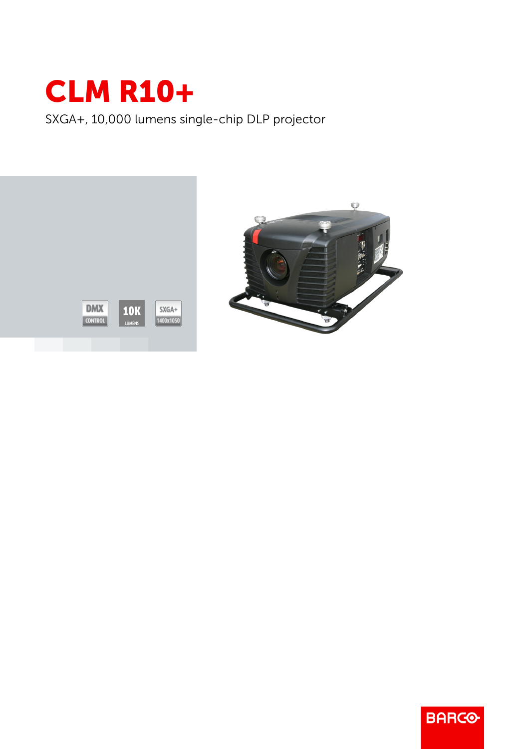# CLM R10+

SXGA+, 10,000 lumens single-chip DLP projector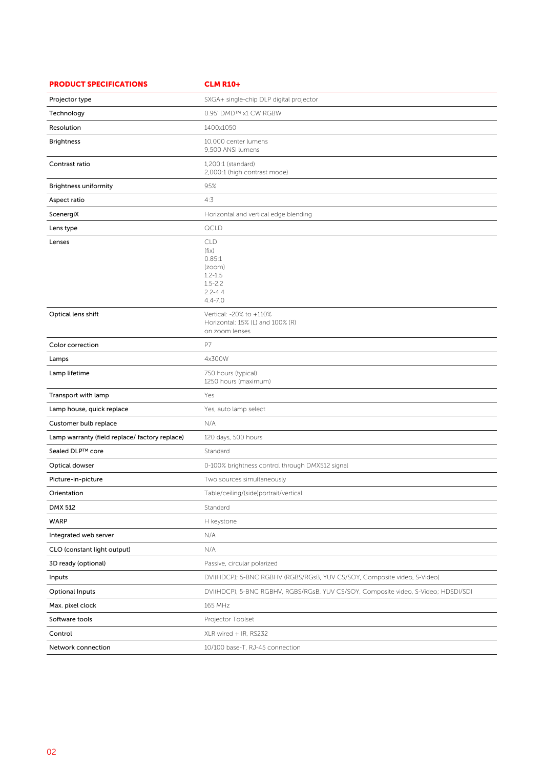| PRODUCT SPECIFICATIONS | CLM R10+ |
| --- | --- |
| Projector type | SXGA+ single-chip DLP digital projector |
| Technology | 0.95' DMD™ x1 CW:RGBW |
| Resolution | 1400x1050 |
| Brightness | 10,000 center lumens<br>9,500 ANSI lumens |
| Contrast ratio | 1,200:1 (standard)<br>2,000:1 (high contrast mode) |
| Brightness uniformity | 95% |
| Aspect ratio | 4:3 |
| ScenergiX | Horizontal and vertical edge blending |
| Lens type | QCLD |
| Lenses | CLD<br>(fix)<br>0.85:1<br>(zoom)<br>1.2-1.5<br>1.5-2.2<br>2.2-4.4<br>4.4-7.0 |
| Optical lens shift | Vertical: -20% to +110%<br>Horizontal: 15% (L) and 100% (R)<br>on zoom lenses |
| Color correction | P7 |
| Lamps | 4x300W |
| Lamp lifetime | 750 hours (typical)<br>1250 hours (maximum) |
| Transport with lamp | Yes |
| Lamp house, quick replace | Yes, auto lamp select |
| Customer bulb replace | N/A |
| Lamp warranty (field replace/ factory replace) | 120 days, 500 hours |
| Sealed DLP™ core | Standard |
| Optical dowser | 0-100% brightness control through DMX512 signal |
| Picture-in-picture | Two sources simultaneously |
| Orientation | Table/ceiling/(side)portrait/vertical |
| DMX 512 | Standard |
| WARP | H keystone |
| Integrated web server | N/A |
| CLO (constant light output) | N/A |
| 3D ready (optional) | Passive, circular polarized |
| Inputs | DVI(HDCP), 5-BNC RGBHV (RGBS/RGsB, YUV CS/SOY, Composite video, S-Video) |
| Optional Inputs | DVI(HDCP), 5-BNC RGBHV, RGBS/RGsB, YUV CS/SOY, Composite video, S-Video; HDSDI/SDI |
| Max. pixel clock | 165 MHz |
| Software tools | Projector Toolset |
| Control | XLR wired + IR, RS232 |
| Network connection | 10/100 base-T, RJ-45 connection |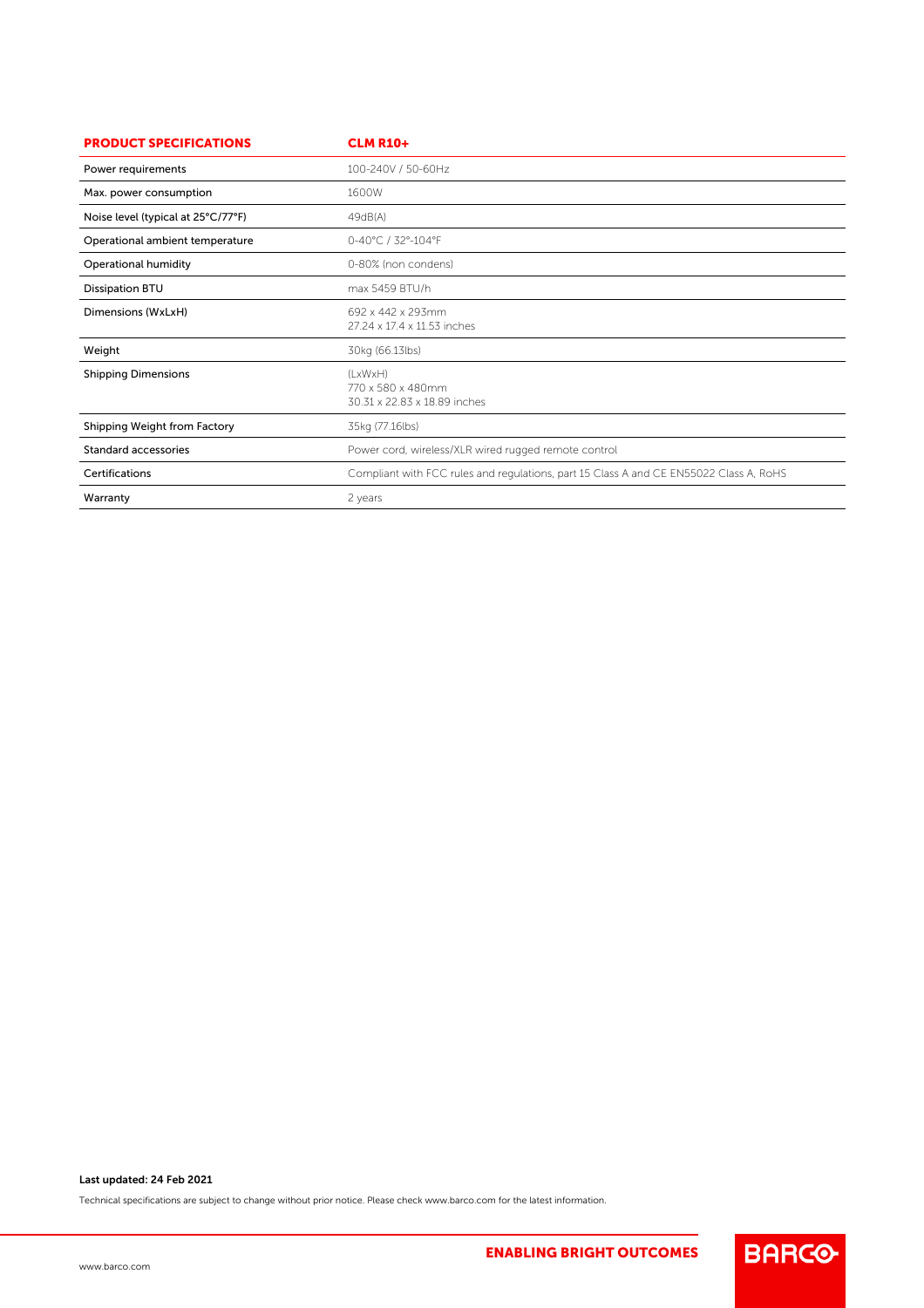| PRODUCT SPECIFICATIONS | CLM R10+ |
|---|---|
| Power requirements | 100-240V / 50-60Hz |
| Max. power consumption | 1600W |
| Noise level (typical at 25°C/77°F) | 49dB(A) |
| Operational ambient temperature | 0-40°C / 32°-104°F |
| Operational humidity | 0-80% (non condens) |
| Dissipation BTU | max 5459 BTU/h |
| Dimensions (WxLxH) | 692 x 442 x 293mm<br>27.24 x 17.4 x 11.53 inches |
| Weight | 30kg (66.13lbs) |
| Shipping Dimensions | (LxWxH)<br>770 x 580 x 480mm<br>30.31 x 22.83 x 18.89 inches |
| Shipping Weight from Factory | 35kg (77.16lbs) |
| Standard accessories | Power cord, wireless/XLR wired rugged remote control |
| Certifications | Compliant with FCC rules and regulations, part 15 Class A and CE EN55022 Class A, RoHS |
| Warranty | 2 years |

**Last updated: 24 Feb 2021**

Technical specifications are subject to change without prior notice. Please check www.barco.com for the latest information.

**ENABLING BRIGHT OUTCOMES**

www.barco.com